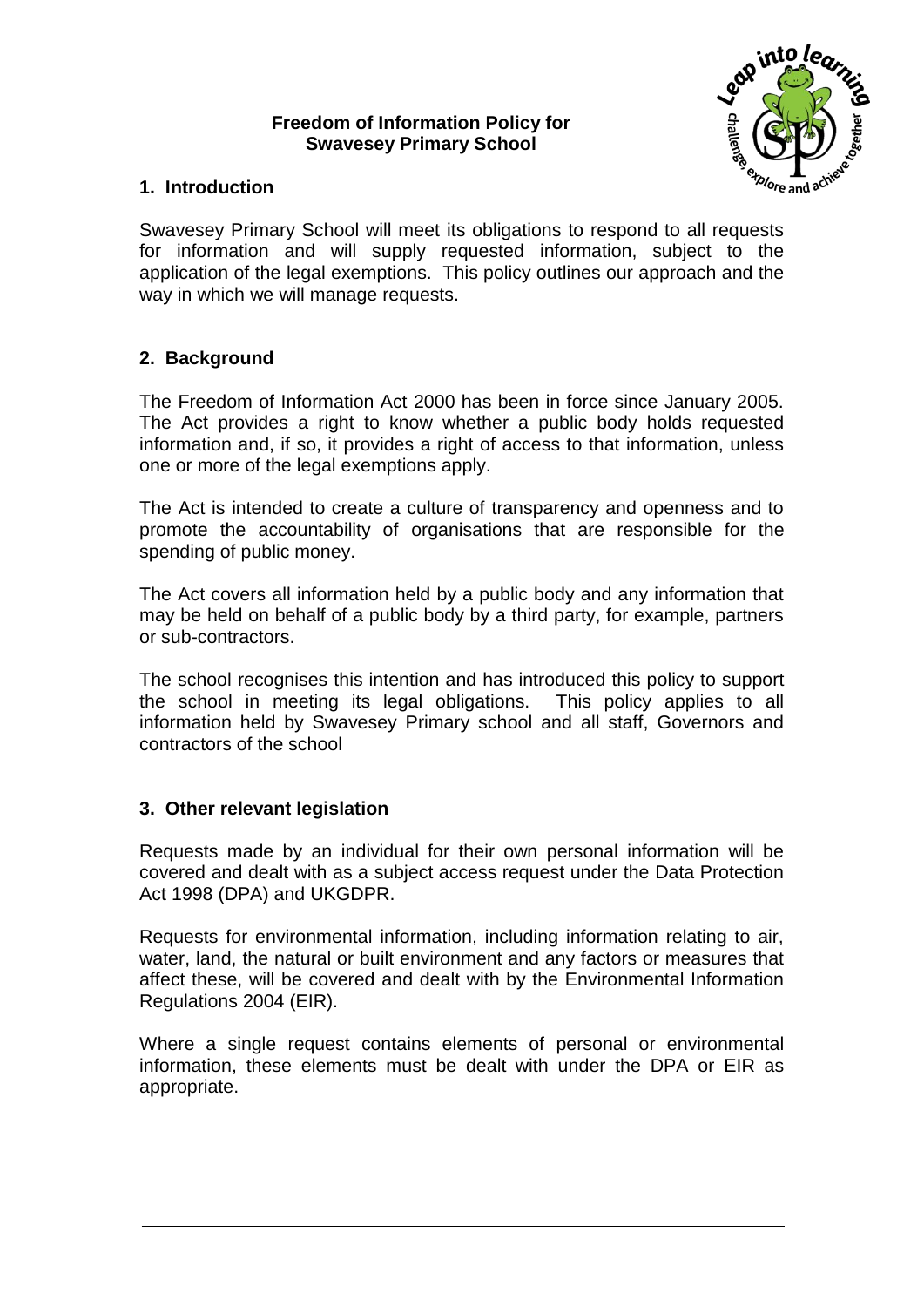# Freedom of Information Policy for Swavesey Primary School

## 1. Introduction

Swavesey Primary School will meet its obligations to respond to all requests for information and will supply requested information, subject to the application of the legal exemptions. This policy outlines our approach and the way in which we will manage requests.

## 2. Background

The Freedom of Information Act 2000 has been in force since January 2005. The Act provides a right to know whether a public body holds requested information and, if so, it provides a right of access to that information, unless one or more of the legal exemptions apply.

The Act is intended to create a culture of transparency and openness and to promote the accountability of organisations that are responsible for the spending of public money.

The Act covers all information held by a public body and any information that may be held on behalf of a public body by a third party, for example, partners or sub-contractors.

The school recognises this intention and has introduced this policy to support the school in meeting its legal obligations. This policy applies to all information held by Swavesey Primary school and all staff, Governors and contractors of the school

## 3. Other relevant legislation

Requests made by an individual for their own personal information will be covered and dealt with as a subject access request under the Data Protection Act 1998 (DPA) and UKGDPR.

Requests for environmental information, including information relating to air, water, land, the natural or built environment and any factors or measures that affect these, will be covered and dealt with by the Environmental Information Regulations 2004 (EIR).

Where a single request contains elements of personal or environmental information, these elements must be dealt with under the DPA or EIR as appropriate.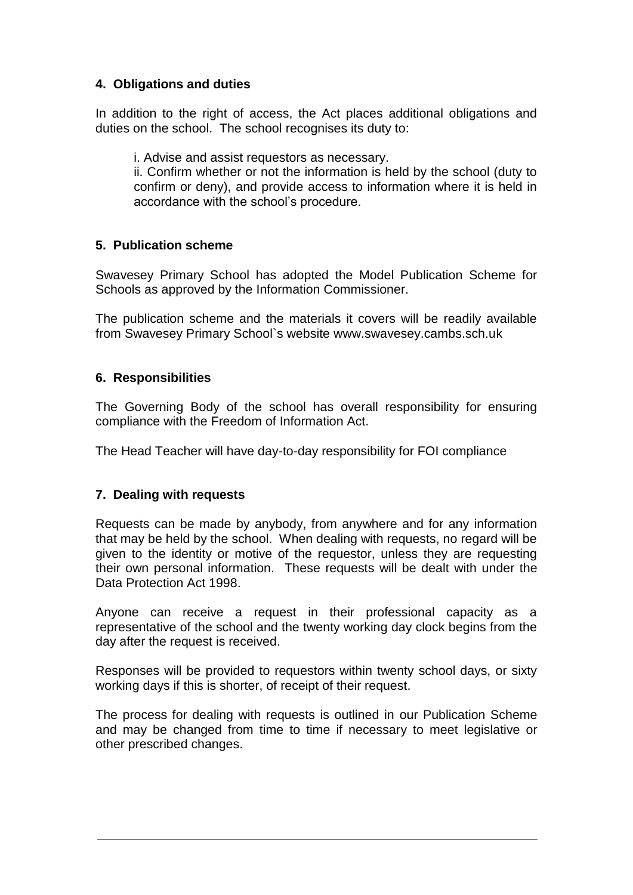## 4. Obligations and duties

In addition to the right of access, the Act places additional obligations and duties on the school. The school recognises its duty to:

i. Advise and assist requestors as necessary.
ii. Confirm whether or not the information is held by the school (duty to confirm or deny), and provide access to information where it is held in accordance with the school's procedure.

## 5. Publication scheme

Swavesey Primary School has adopted the Model Publication Scheme for Schools as approved by the Information Commissioner.

The publication scheme and the materials it covers will be readily available from Swavesey Primary School`s website www.swavesey.cambs.sch.uk

## 6. Responsibilities

The Governing Body of the school has overall responsibility for ensuring compliance with the Freedom of Information Act.

The Head Teacher will have day-to-day responsibility for FOI compliance

## 7. Dealing with requests

Requests can be made by anybody, from anywhere and for any information that may be held by the school. When dealing with requests, no regard will be given to the identity or motive of the requestor, unless they are requesting their own personal information. These requests will be dealt with under the Data Protection Act 1998.

Anyone can receive a request in their professional capacity as a representative of the school and the twenty working day clock begins from the day after the request is received.

Responses will be provided to requestors within twenty school days, or sixty working days if this is shorter, of receipt of their request.

The process for dealing with requests is outlined in our Publication Scheme and may be changed from time to time if necessary to meet legislative or other prescribed changes.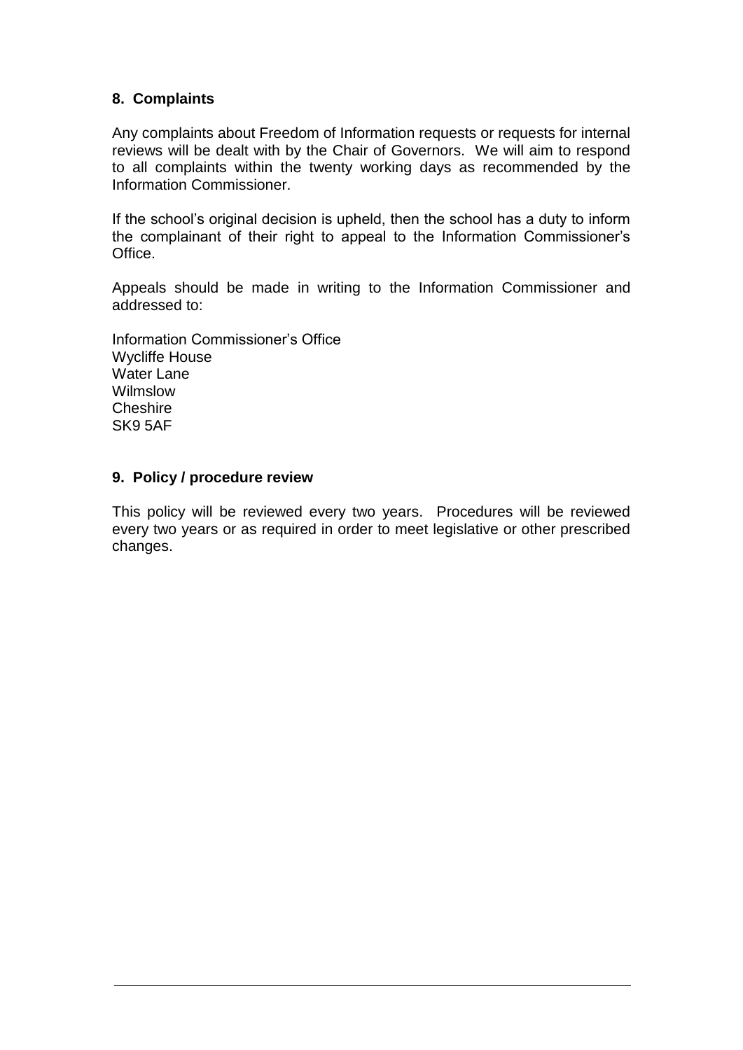## 8. Complaints

Any complaints about Freedom of Information requests or requests for internal reviews will be dealt with by the Chair of Governors. We will aim to respond to all complaints within the twenty working days as recommended by the Information Commissioner.

If the school's original decision is upheld, then the school has a duty to inform the complainant of their right to appeal to the Information Commissioner's Office.

Appeals should be made in writing to the Information Commissioner and addressed to:

Information Commissioner's Office
Wycliffe House
Water Lane
Wilmslow
Cheshire
SK9 5AF

## 9. Policy / procedure review

This policy will be reviewed every two years. Procedures will be reviewed every two years or as required in order to meet legislative or other prescribed changes.